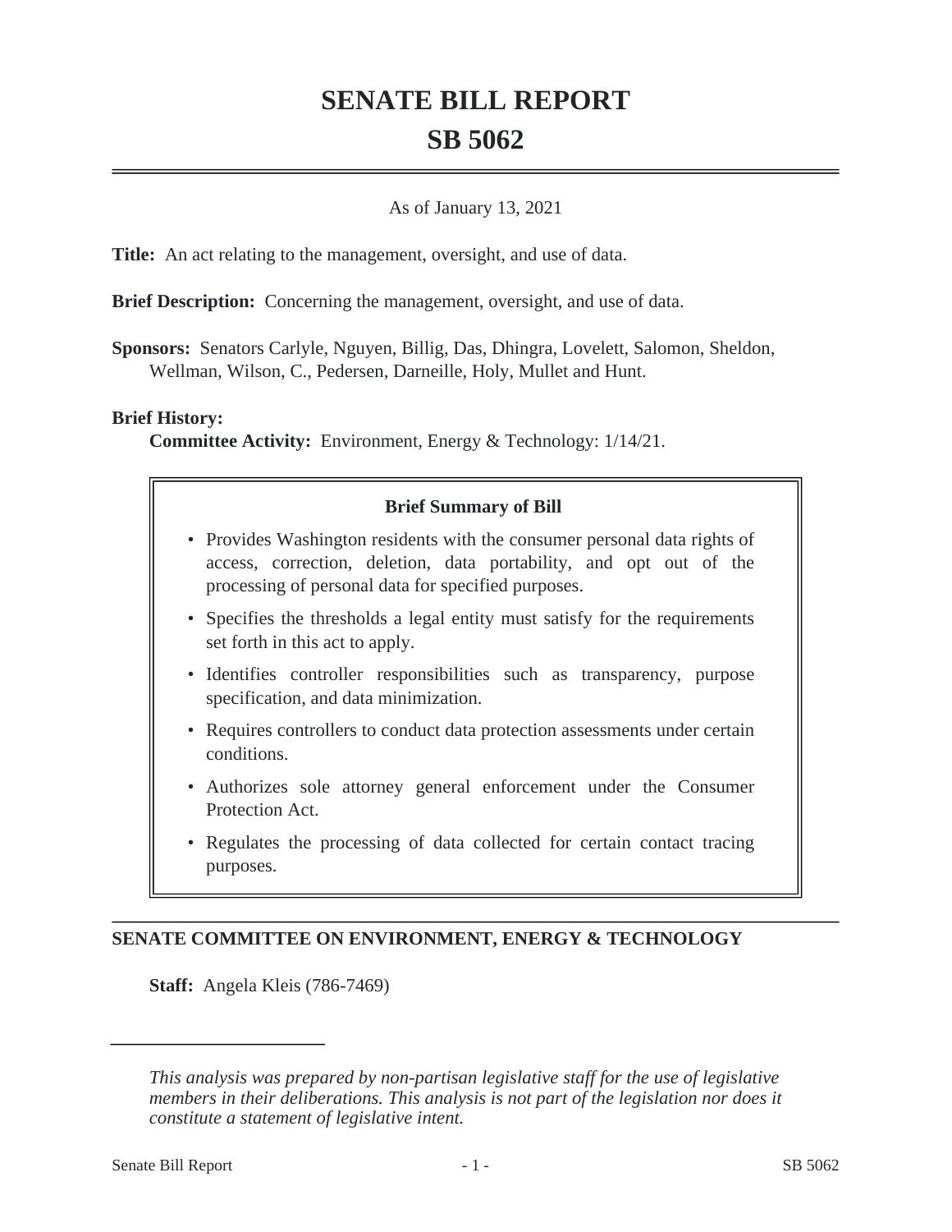# SENATE BILL REPORT

# SB 5062

As of January 13, 2021

**Title:** An act relating to the management, oversight, and use of data.

**Brief Description:** Concerning the management, oversight, and use of data.

**Sponsors:** Senators Carlyle, Nguyen, Billig, Das, Dhingra, Lovelett, Salomon, Sheldon, Wellman, Wilson, C., Pedersen, Darneille, Holy, Mullet and Hunt.

**Brief History:**

**Committee Activity:** Environment, Energy & Technology: 1/14/21.

**Brief Summary of Bill**

- Provides Washington residents with the consumer personal data rights of access, correction, deletion, data portability, and opt out of the processing of personal data for specified purposes.
- Specifies the thresholds a legal entity must satisfy for the requirements set forth in this act to apply.
- Identifies controller responsibilities such as transparency, purpose specification, and data minimization.
- Requires controllers to conduct data protection assessments under certain conditions.
- Authorizes sole attorney general enforcement under the Consumer Protection Act.
- Regulates the processing of data collected for certain contact tracing purposes.

## SENATE COMMITTEE ON ENVIRONMENT, ENERGY & TECHNOLOGY

**Staff:** Angela Kleis (786-7469)

---

*This analysis was prepared by non-partisan legislative staff for the use of legislative members in their deliberations. This analysis is not part of the legislation nor does it constitute a statement of legislative intent.*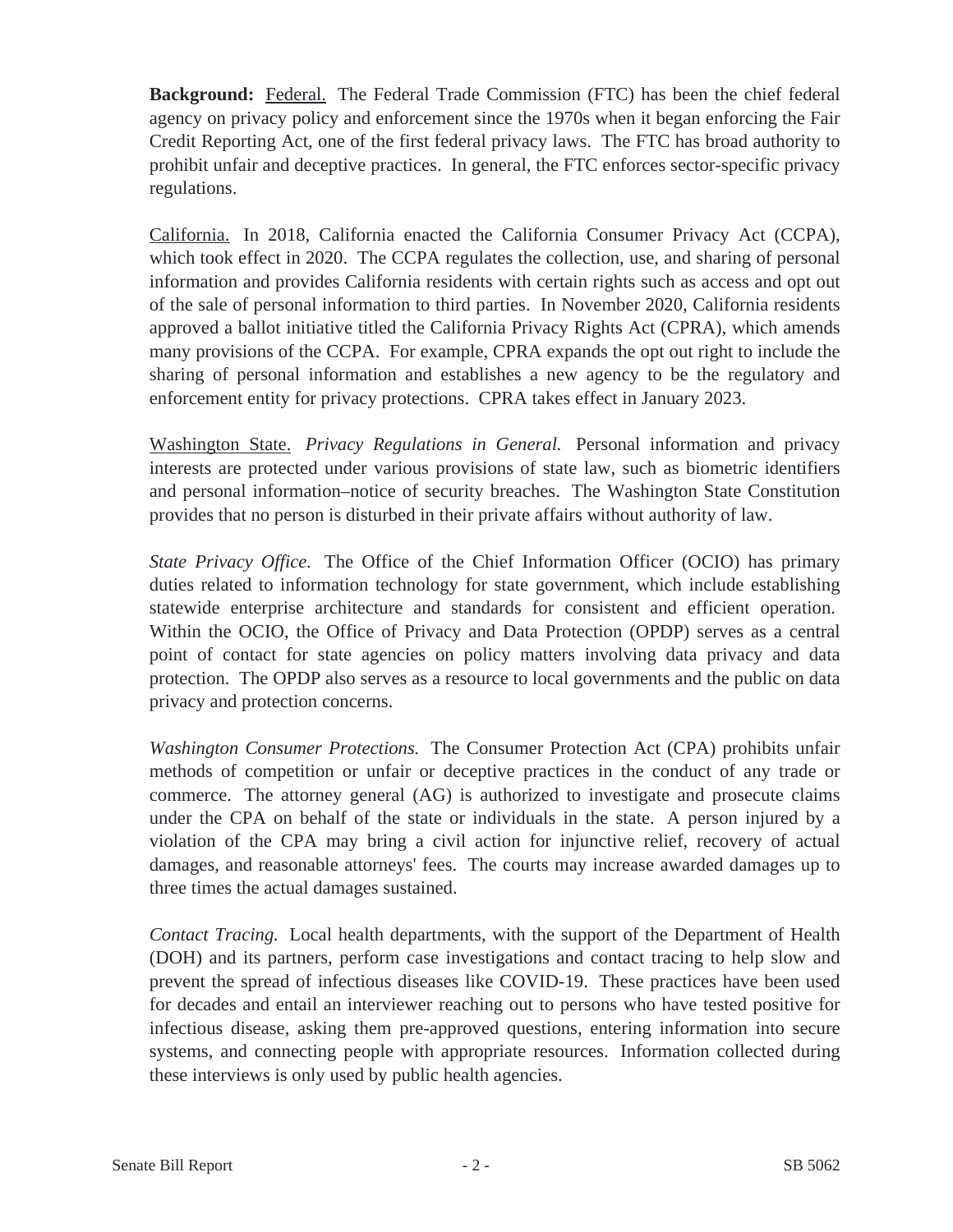**Background:** <u>Federal.</u> The Federal Trade Commission (FTC) has been the chief federal agency on privacy policy and enforcement since the 1970s when it began enforcing the Fair Credit Reporting Act, one of the first federal privacy laws. The FTC has broad authority to prohibit unfair and deceptive practices. In general, the FTC enforces sector-specific privacy regulations.

<u>California.</u> In 2018, California enacted the California Consumer Privacy Act (CCPA), which took effect in 2020. The CCPA regulates the collection, use, and sharing of personal information and provides California residents with certain rights such as access and opt out of the sale of personal information to third parties. In November 2020, California residents approved a ballot initiative titled the California Privacy Rights Act (CPRA), which amends many provisions of the CCPA. For example, CPRA expands the opt out right to include the sharing of personal information and establishes a new agency to be the regulatory and enforcement entity for privacy protections. CPRA takes effect in January 2023.

<u>Washington State.</u> *Privacy Regulations in General.* Personal information and privacy interests are protected under various provisions of state law, such as biometric identifiers and personal information–notice of security breaches. The Washington State Constitution provides that no person is disturbed in their private affairs without authority of law.

*State Privacy Office.* The Office of the Chief Information Officer (OCIO) has primary duties related to information technology for state government, which include establishing statewide enterprise architecture and standards for consistent and efficient operation. Within the OCIO, the Office of Privacy and Data Protection (OPDP) serves as a central point of contact for state agencies on policy matters involving data privacy and data protection. The OPDP also serves as a resource to local governments and the public on data privacy and protection concerns.

*Washington Consumer Protections.* The Consumer Protection Act (CPA) prohibits unfair methods of competition or unfair or deceptive practices in the conduct of any trade or commerce. The attorney general (AG) is authorized to investigate and prosecute claims under the CPA on behalf of the state or individuals in the state. A person injured by a violation of the CPA may bring a civil action for injunctive relief, recovery of actual damages, and reasonable attorneys' fees. The courts may increase awarded damages up to three times the actual damages sustained.

*Contact Tracing.* Local health departments, with the support of the Department of Health (DOH) and its partners, perform case investigations and contact tracing to help slow and prevent the spread of infectious diseases like COVID-19. These practices have been used for decades and entail an interviewer reaching out to persons who have tested positive for infectious disease, asking them pre-approved questions, entering information into secure systems, and connecting people with appropriate resources. Information collected during these interviews is only used by public health agencies.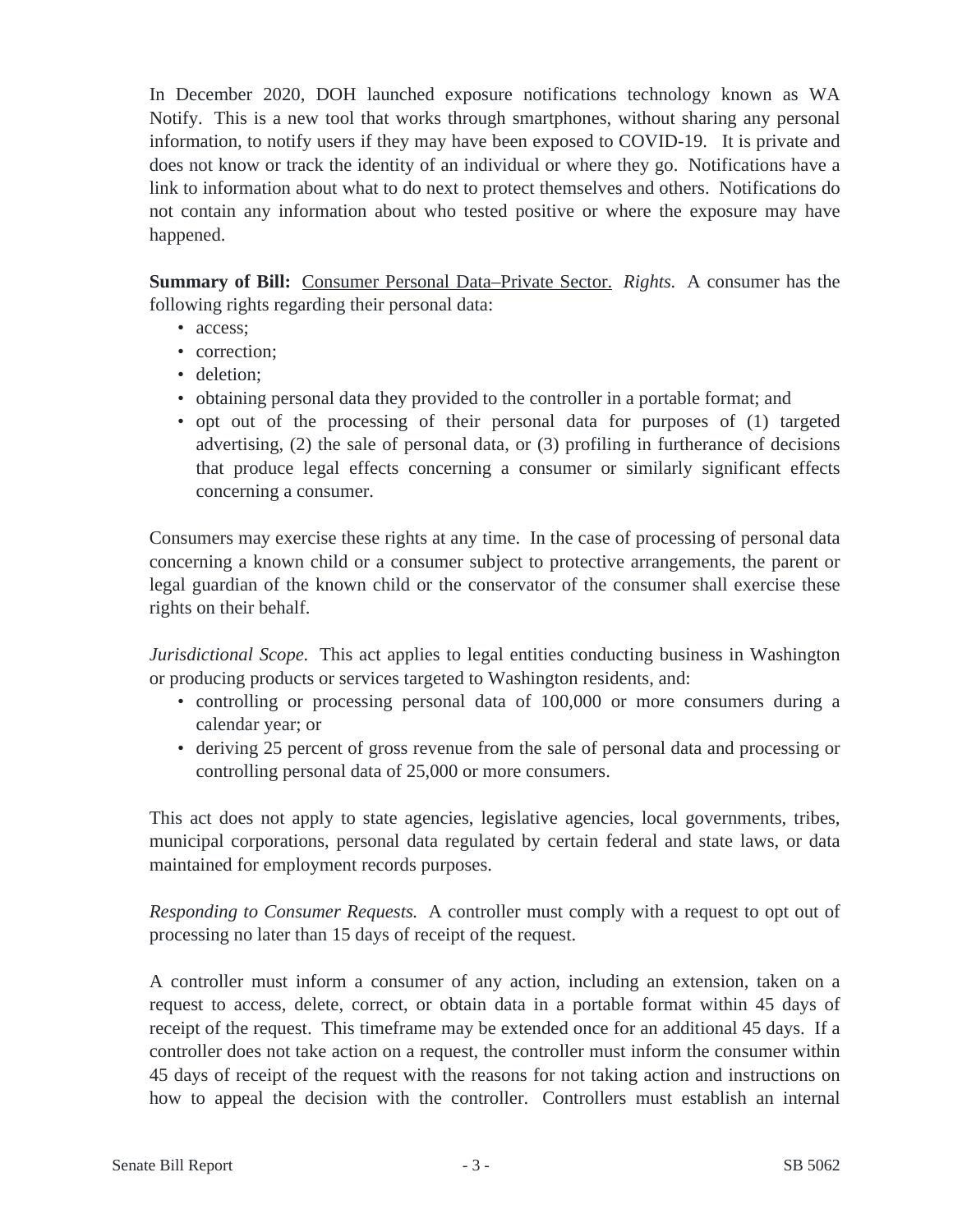In December 2020, DOH launched exposure notifications technology known as WA Notify. This is a new tool that works through smartphones, without sharing any personal information, to notify users if they may have been exposed to COVID-19. It is private and does not know or track the identity of an individual or where they go. Notifications have a link to information about what to do next to protect themselves and others. Notifications do not contain any information about who tested positive or where the exposure may have happened.

**Summary of Bill:** <u>Consumer Personal Data–Private Sector.</u> *Rights.* A consumer has the following rights regarding their personal data:

- access;
- correction;
- deletion;
- obtaining personal data they provided to the controller in a portable format; and
- opt out of the processing of their personal data for purposes of (1) targeted advertising, (2) the sale of personal data, or (3) profiling in furtherance of decisions that produce legal effects concerning a consumer or similarly significant effects concerning a consumer.

Consumers may exercise these rights at any time. In the case of processing of personal data concerning a known child or a consumer subject to protective arrangements, the parent or legal guardian of the known child or the conservator of the consumer shall exercise these rights on their behalf.

*Jurisdictional Scope.* This act applies to legal entities conducting business in Washington or producing products or services targeted to Washington residents, and:

- controlling or processing personal data of 100,000 or more consumers during a calendar year; or
- deriving 25 percent of gross revenue from the sale of personal data and processing or controlling personal data of 25,000 or more consumers.

This act does not apply to state agencies, legislative agencies, local governments, tribes, municipal corporations, personal data regulated by certain federal and state laws, or data maintained for employment records purposes.

*Responding to Consumer Requests.* A controller must comply with a request to opt out of processing no later than 15 days of receipt of the request.

A controller must inform a consumer of any action, including an extension, taken on a request to access, delete, correct, or obtain data in a portable format within 45 days of receipt of the request. This timeframe may be extended once for an additional 45 days. If a controller does not take action on a request, the controller must inform the consumer within 45 days of receipt of the request with the reasons for not taking action and instructions on how to appeal the decision with the controller. Controllers must establish an internal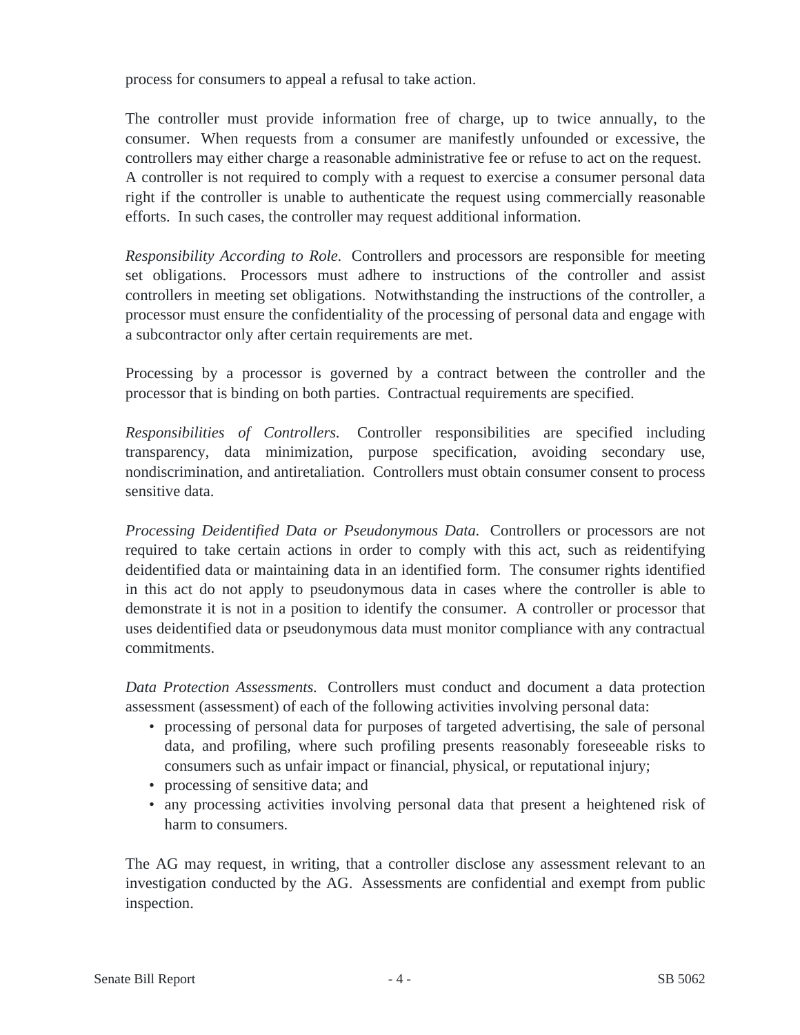process for consumers to appeal a refusal to take action.

The controller must provide information free of charge, up to twice annually, to the consumer. When requests from a consumer are manifestly unfounded or excessive, the controllers may either charge a reasonable administrative fee or refuse to act on the request. A controller is not required to comply with a request to exercise a consumer personal data right if the controller is unable to authenticate the request using commercially reasonable efforts. In such cases, the controller may request additional information.

*Responsibility According to Role.* Controllers and processors are responsible for meeting set obligations. Processors must adhere to instructions of the controller and assist controllers in meeting set obligations. Notwithstanding the instructions of the controller, a processor must ensure the confidentiality of the processing of personal data and engage with a subcontractor only after certain requirements are met.

Processing by a processor is governed by a contract between the controller and the processor that is binding on both parties. Contractual requirements are specified.

*Responsibilities of Controllers.* Controller responsibilities are specified including transparency, data minimization, purpose specification, avoiding secondary use, nondiscrimination, and antiretaliation. Controllers must obtain consumer consent to process sensitive data.

*Processing Deidentified Data or Pseudonymous Data.* Controllers or processors are not required to take certain actions in order to comply with this act, such as reidentifying deidentified data or maintaining data in an identified form. The consumer rights identified in this act do not apply to pseudonymous data in cases where the controller is able to demonstrate it is not in a position to identify the consumer. A controller or processor that uses deidentified data or pseudonymous data must monitor compliance with any contractual commitments.

*Data Protection Assessments.* Controllers must conduct and document a data protection assessment (assessment) of each of the following activities involving personal data:

- processing of personal data for purposes of targeted advertising, the sale of personal data, and profiling, where such profiling presents reasonably foreseeable risks to consumers such as unfair impact or financial, physical, or reputational injury;
- processing of sensitive data; and
- any processing activities involving personal data that present a heightened risk of harm to consumers.

The AG may request, in writing, that a controller disclose any assessment relevant to an investigation conducted by the AG. Assessments are confidential and exempt from public inspection.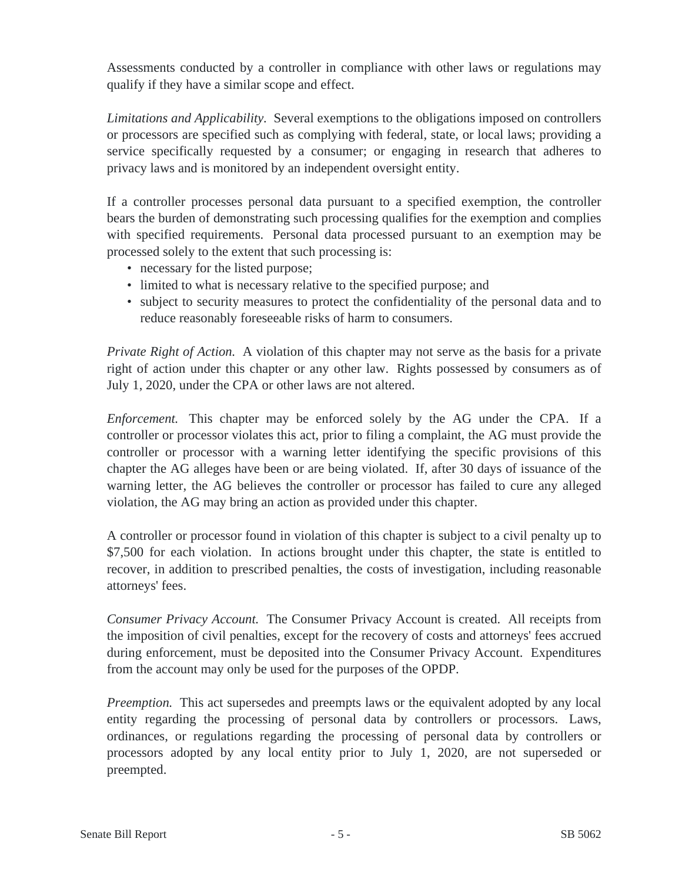Assessments conducted by a controller in compliance with other laws or regulations may qualify if they have a similar scope and effect.

*Limitations and Applicability.* Several exemptions to the obligations imposed on controllers or processors are specified such as complying with federal, state, or local laws; providing a service specifically requested by a consumer; or engaging in research that adheres to privacy laws and is monitored by an independent oversight entity.

If a controller processes personal data pursuant to a specified exemption, the controller bears the burden of demonstrating such processing qualifies for the exemption and complies with specified requirements. Personal data processed pursuant to an exemption may be processed solely to the extent that such processing is:

- necessary for the listed purpose;
- limited to what is necessary relative to the specified purpose; and
- subject to security measures to protect the confidentiality of the personal data and to reduce reasonably foreseeable risks of harm to consumers.

*Private Right of Action.* A violation of this chapter may not serve as the basis for a private right of action under this chapter or any other law. Rights possessed by consumers as of July 1, 2020, under the CPA or other laws are not altered.

*Enforcement.* This chapter may be enforced solely by the AG under the CPA. If a controller or processor violates this act, prior to filing a complaint, the AG must provide the controller or processor with a warning letter identifying the specific provisions of this chapter the AG alleges have been or are being violated. If, after 30 days of issuance of the warning letter, the AG believes the controller or processor has failed to cure any alleged violation, the AG may bring an action as provided under this chapter.

A controller or processor found in violation of this chapter is subject to a civil penalty up to $7,500 for each violation. In actions brought under this chapter, the state is entitled to recover, in addition to prescribed penalties, the costs of investigation, including reasonable attorneys' fees.

*Consumer Privacy Account.* The Consumer Privacy Account is created. All receipts from the imposition of civil penalties, except for the recovery of costs and attorneys' fees accrued during enforcement, must be deposited into the Consumer Privacy Account. Expenditures from the account may only be used for the purposes of the OPDP.

*Preemption.* This act supersedes and preempts laws or the equivalent adopted by any local entity regarding the processing of personal data by controllers or processors. Laws, ordinances, or regulations regarding the processing of personal data by controllers or processors adopted by any local entity prior to July 1, 2020, are not superseded or preempted.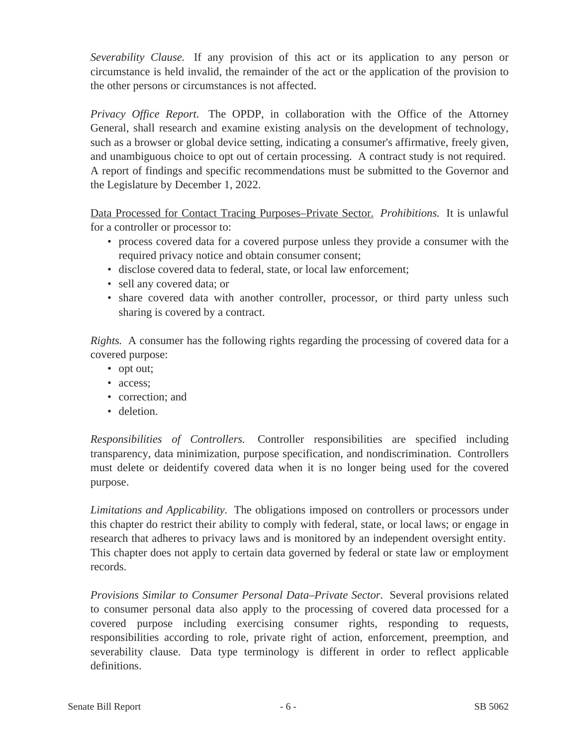*Severability Clause.* If any provision of this act or its application to any person or circumstance is held invalid, the remainder of the act or the application of the provision to the other persons or circumstances is not affected.

*Privacy Office Report.* The OPDP, in collaboration with the Office of the Attorney General, shall research and examine existing analysis on the development of technology, such as a browser or global device setting, indicating a consumer's affirmative, freely given, and unambiguous choice to opt out of certain processing. A contract study is not required. A report of findings and specific recommendations must be submitted to the Governor and the Legislature by December 1, 2022.

<u>Data Processed for Contact Tracing Purposes–Private Sector.</u> *Prohibitions.* It is unlawful for a controller or processor to:

- process covered data for a covered purpose unless they provide a consumer with the required privacy notice and obtain consumer consent;
- disclose covered data to federal, state, or local law enforcement;
- sell any covered data; or
- share covered data with another controller, processor, or third party unless such sharing is covered by a contract.

*Rights.* A consumer has the following rights regarding the processing of covered data for a covered purpose:

- opt out;
- access;
- correction; and
- deletion.

*Responsibilities of Controllers.* Controller responsibilities are specified including transparency, data minimization, purpose specification, and nondiscrimination. Controllers must delete or deidentify covered data when it is no longer being used for the covered purpose.

*Limitations and Applicability.* The obligations imposed on controllers or processors under this chapter do restrict their ability to comply with federal, state, or local laws; or engage in research that adheres to privacy laws and is monitored by an independent oversight entity. This chapter does not apply to certain data governed by federal or state law or employment records.

*Provisions Similar to Consumer Personal Data–Private Sector.* Several provisions related to consumer personal data also apply to the processing of covered data processed for a covered purpose including exercising consumer rights, responding to requests, responsibilities according to role, private right of action, enforcement, preemption, and severability clause. Data type terminology is different in order to reflect applicable definitions.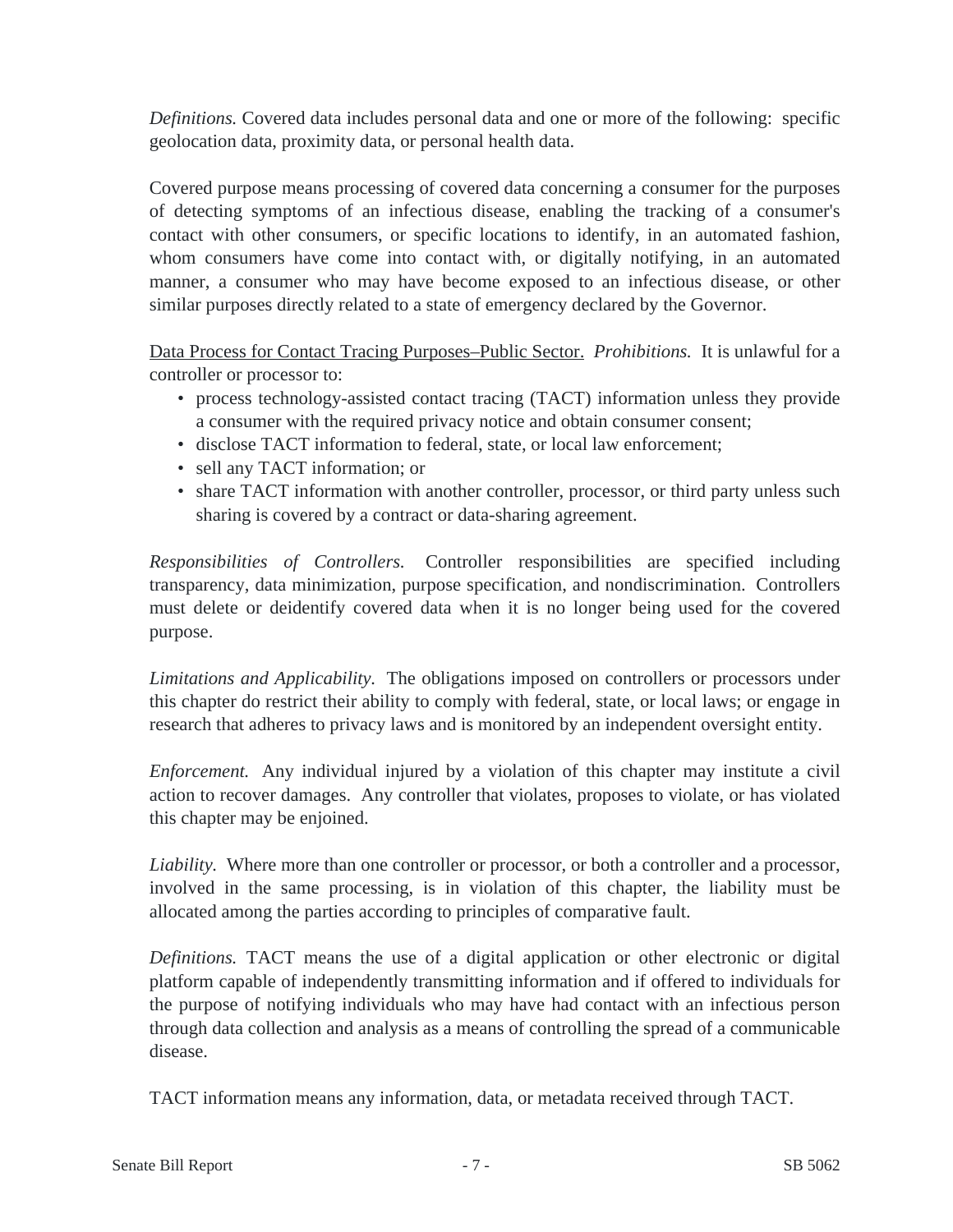*Definitions.* Covered data includes personal data and one or more of the following: specific geolocation data, proximity data, or personal health data.

Covered purpose means processing of covered data concerning a consumer for the purposes of detecting symptoms of an infectious disease, enabling the tracking of a consumer's contact with other consumers, or specific locations to identify, in an automated fashion, whom consumers have come into contact with, or digitally notifying, in an automated manner, a consumer who may have become exposed to an infectious disease, or other similar purposes directly related to a state of emergency declared by the Governor.

<u>Data Process for Contact Tracing Purposes–Public Sector.</u> *Prohibitions.* It is unlawful for a controller or processor to:

- process technology-assisted contact tracing (TACT) information unless they provide a consumer with the required privacy notice and obtain consumer consent;
- disclose TACT information to federal, state, or local law enforcement;
- sell any TACT information; or
- share TACT information with another controller, processor, or third party unless such sharing is covered by a contract or data-sharing agreement.

*Responsibilities of Controllers.* Controller responsibilities are specified including transparency, data minimization, purpose specification, and nondiscrimination. Controllers must delete or deidentify covered data when it is no longer being used for the covered purpose.

*Limitations and Applicability.* The obligations imposed on controllers or processors under this chapter do restrict their ability to comply with federal, state, or local laws; or engage in research that adheres to privacy laws and is monitored by an independent oversight entity.

*Enforcement.* Any individual injured by a violation of this chapter may institute a civil action to recover damages. Any controller that violates, proposes to violate, or has violated this chapter may be enjoined.

*Liability.* Where more than one controller or processor, or both a controller and a processor, involved in the same processing, is in violation of this chapter, the liability must be allocated among the parties according to principles of comparative fault.

*Definitions.* TACT means the use of a digital application or other electronic or digital platform capable of independently transmitting information and if offered to individuals for the purpose of notifying individuals who may have had contact with an infectious person through data collection and analysis as a means of controlling the spread of a communicable disease.

TACT information means any information, data, or metadata received through TACT.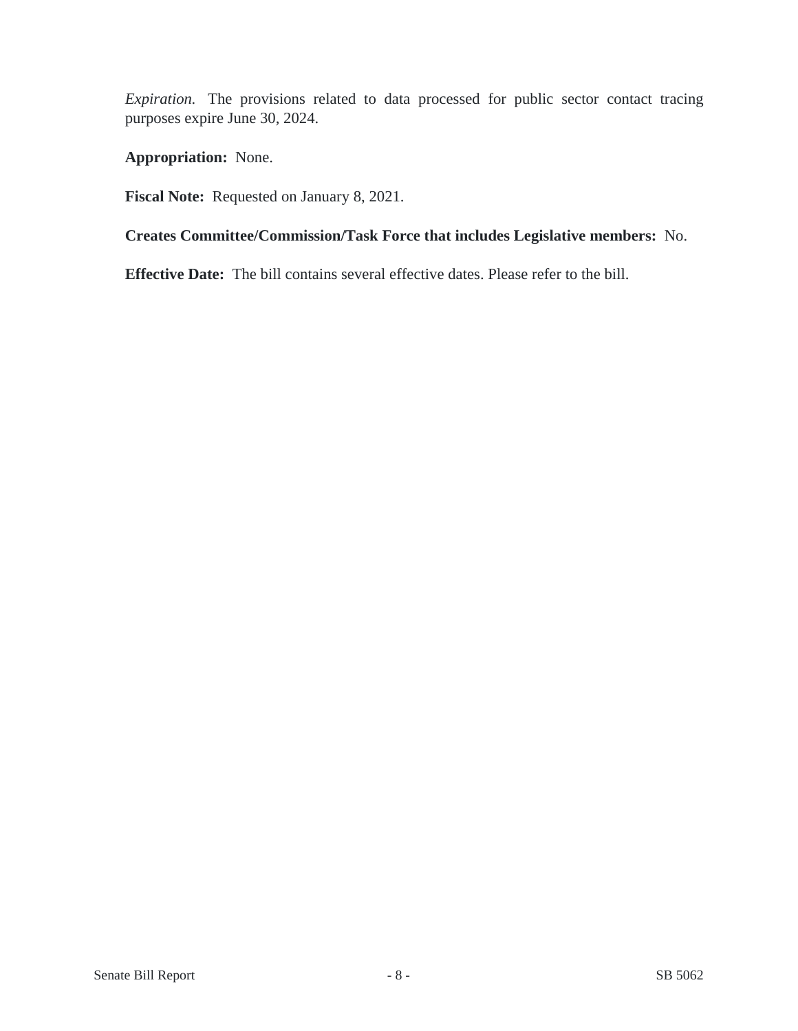*Expiration.* The provisions related to data processed for public sector contact tracing purposes expire June 30, 2024.

**Appropriation:** None.

**Fiscal Note:** Requested on January 8, 2021.

**Creates Committee/Commission/Task Force that includes Legislative members:** No.

**Effective Date:** The bill contains several effective dates. Please refer to the bill.